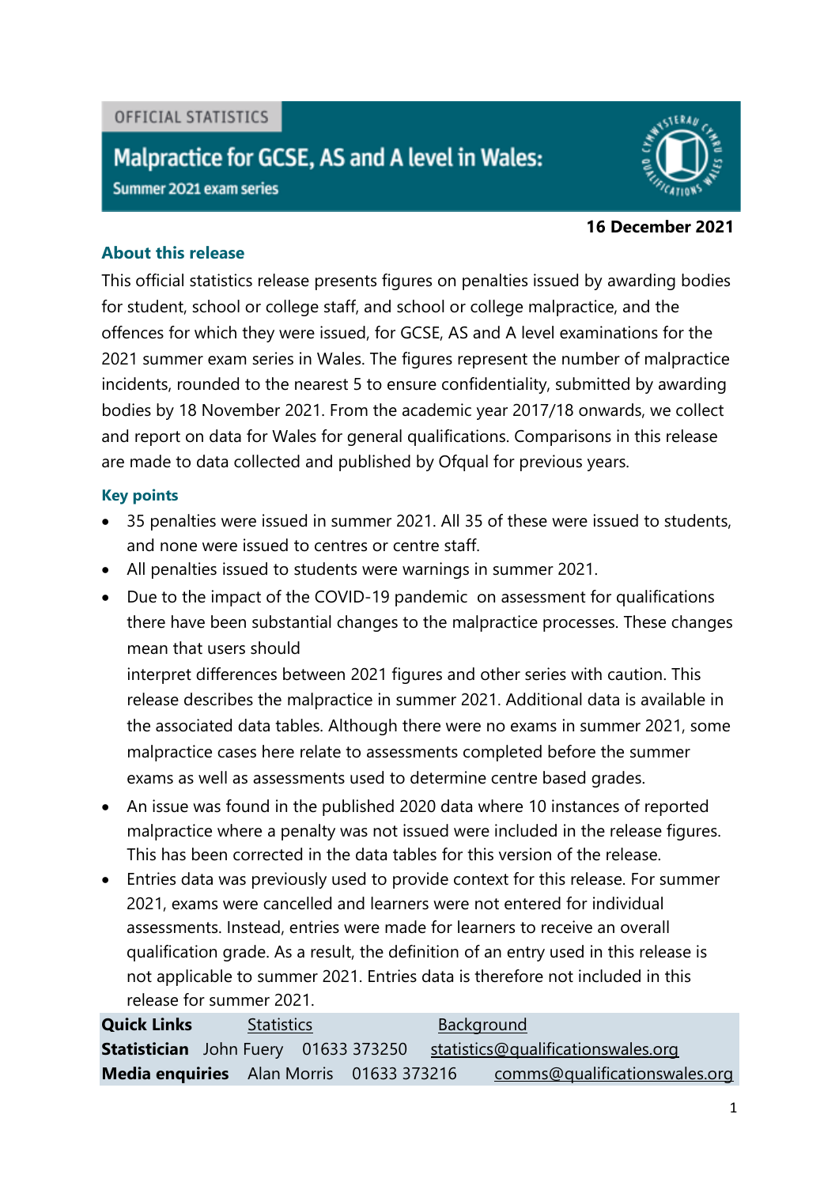OFFICIAL STATISTICS

# Malpractice for GCSE, AS and A level in Wales:

Summer 2021 exam series

**16 December 2021**

## About this release

This official statistics release presents figures on penalties issued by awarding bodies for student, school or college staff, and school or college malpractice, and the offences for which they were issued, for GCSE, AS and A level examinations for the 2021 summer exam series in Wales. The figures represent the number of malpractice incidents, rounded to the nearest 5 to ensure confidentiality, submitted by awarding bodies by 18 November 2021. From the academic year 2017/18 onwards, we collect and report on data for Wales for general qualifications. Comparisons in this release are made to data collected and published by Ofqual for previous years.

## Key points

- 35 penalties were issued in summer 2021. All 35 of these were issued to students, and none were issued to centres or centre staff.
- All penalties issued to students were warnings in summer 2021.
- Due to the impact of the COVID-19 pandemic on assessment for qualifications there have been substantial changes to the malpractice processes. These changes mean that users should

  interpret differences between 2021 figures and other series with caution. This release describes the malpractice in summer 2021. Additional data is available in the associated data tables. Although there were no exams in summer 2021, some malpractice cases here relate to assessments completed before the summer exams as well as assessments used to determine centre based grades.
- An issue was found in the published 2020 data where 10 instances of reported malpractice where a penalty was not issued were included in the release figures. This has been corrected in the data tables for this version of the release.
- Entries data was previously used to provide context for this release. For summer 2021, exams were cancelled and learners were not entered for individual assessments. Instead, entries were made for learners to receive an overall qualification grade. As a result, the definition of an entry used in this release is not applicable to summer 2021. Entries data is therefore not included in this release for summer 2021.

| **Quick Links** | Statistics | Background | |
|---|---|---|---|
| **Statistician** | John Fuery | 01633 373250 | statistics@qualificationswales.org |
| **Media enquiries** | Alan Morris | 01633 373216 | comms@qualificationswales.org |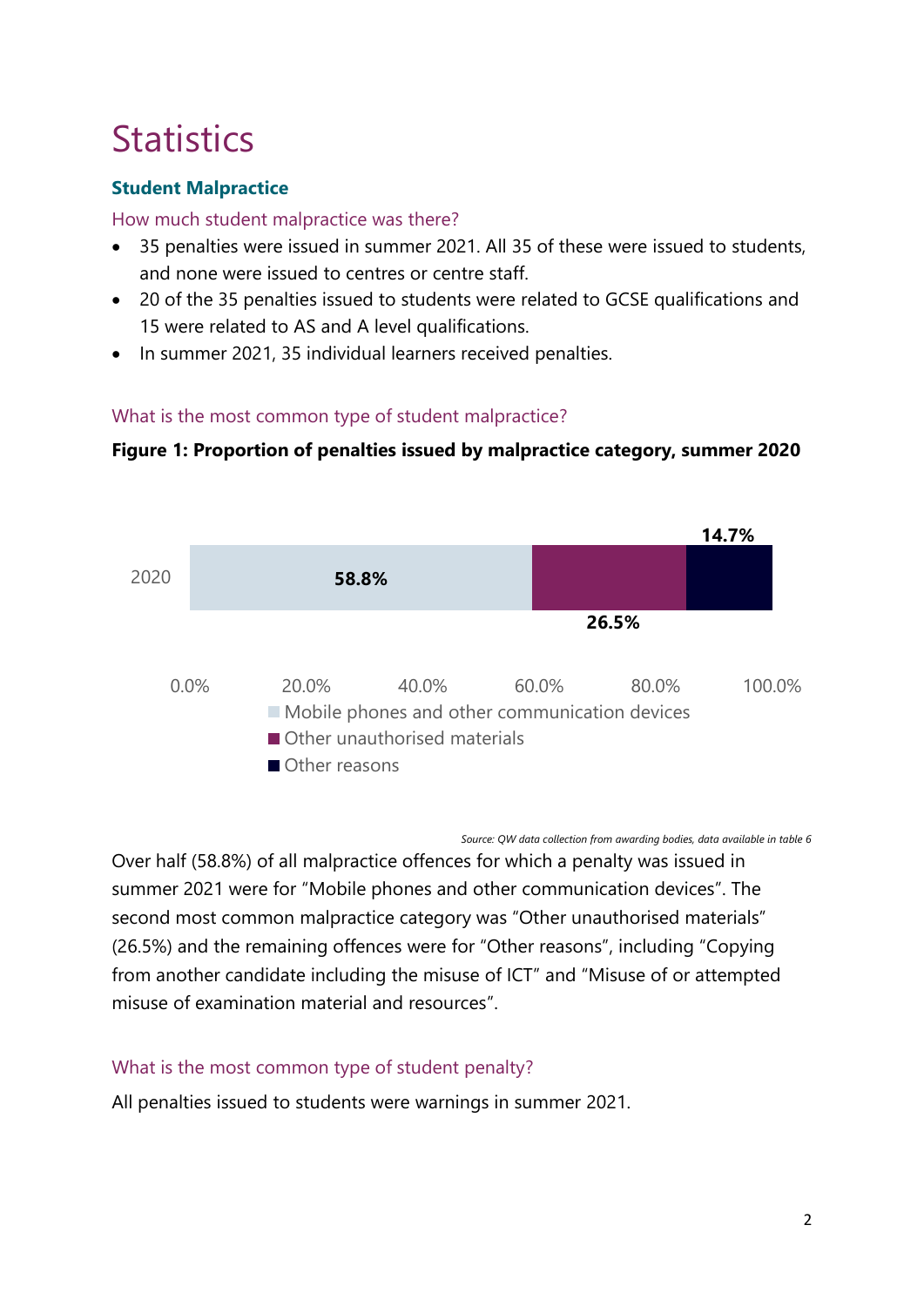# Statistics

### Student Malpractice

How much student malpractice was there?

- 35 penalties were issued in summer 2021. All 35 of these were issued to students, and none were issued to centres or centre staff.
- 20 of the 35 penalties issued to students were related to GCSE qualifications and 15 were related to AS and A level qualifications.
- In summer 2021, 35 individual learners received penalties.

What is the most common type of student malpractice?

**Figure 1: Proportion of penalties issued by malpractice category, summer 2020**

| | Mobile phones and other communication devices | Other unauthorised materials | Other reasons |
|---|---|---|---|
| 2020 | 58.8% | 26.5% | 14.7% |

*Source: QW data collection from awarding bodies, data available in table 6*

Over half (58.8%) of all malpractice offences for which a penalty was issued in summer 2021 were for “Mobile phones and other communication devices”. The second most common malpractice category was “Other unauthorised materials” (26.5%) and the remaining offences were for “Other reasons”, including “Copying from another candidate including the misuse of ICT” and “Misuse of or attempted misuse of examination material and resources”.

What is the most common type of student penalty?

All penalties issued to students were warnings in summer 2021.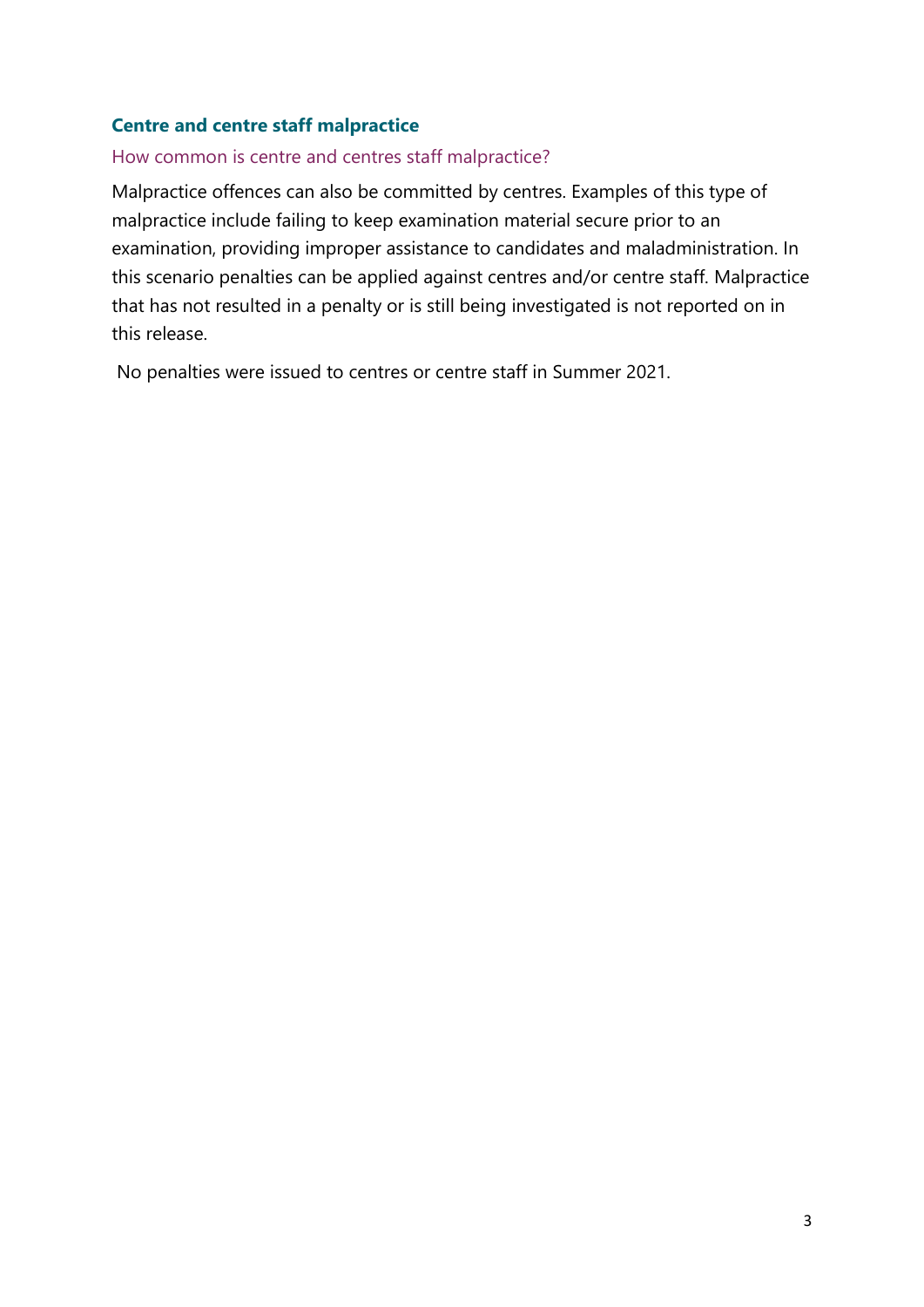### Centre and centre staff malpractice

#### How common is centre and centres staff malpractice?

Malpractice offences can also be committed by centres. Examples of this type of malpractice include failing to keep examination material secure prior to an examination, providing improper assistance to candidates and maladministration. In this scenario penalties can be applied against centres and/or centre staff. Malpractice that has not resulted in a penalty or is still being investigated is not reported on in this release.

No penalties were issued to centres or centre staff in Summer 2021.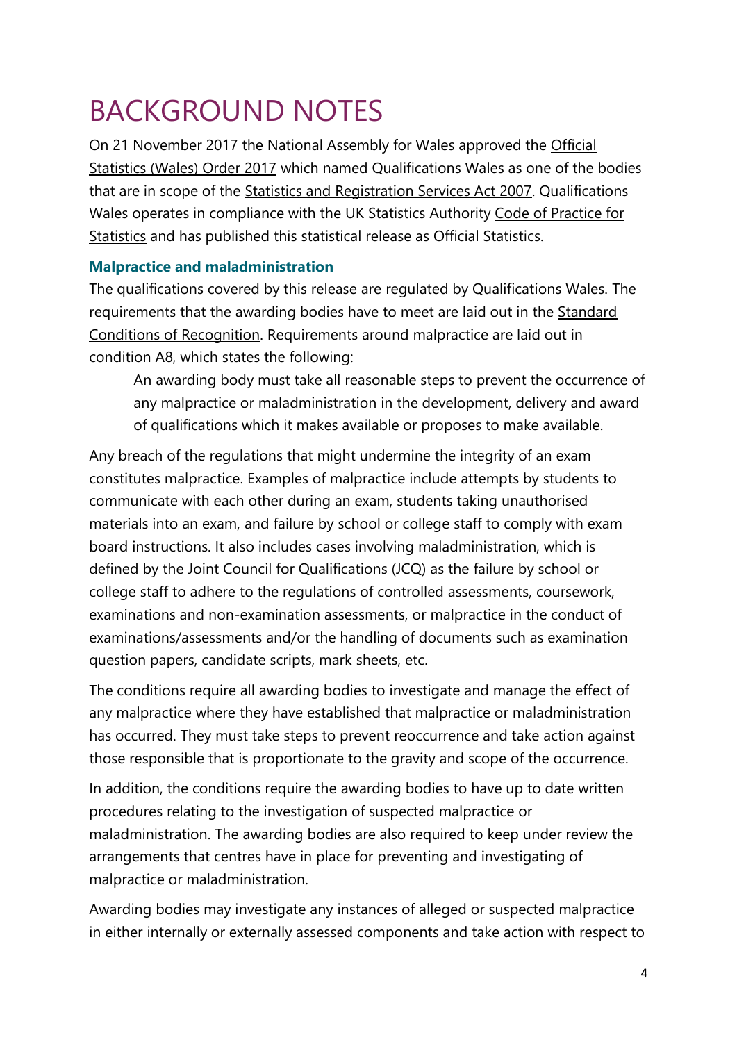# BACKGROUND NOTES

On 21 November 2017 the National Assembly for Wales approved the Official Statistics (Wales) Order 2017 which named Qualifications Wales as one of the bodies that are in scope of the Statistics and Registration Services Act 2007. Qualifications Wales operates in compliance with the UK Statistics Authority Code of Practice for Statistics and has published this statistical release as Official Statistics.

### Malpractice and maladministration

The qualifications covered by this release are regulated by Qualifications Wales. The requirements that the awarding bodies have to meet are laid out in the Standard Conditions of Recognition. Requirements around malpractice are laid out in condition A8, which states the following:

> An awarding body must take all reasonable steps to prevent the occurrence of any malpractice or maladministration in the development, delivery and award of qualifications which it makes available or proposes to make available.

Any breach of the regulations that might undermine the integrity of an exam constitutes malpractice. Examples of malpractice include attempts by students to communicate with each other during an exam, students taking unauthorised materials into an exam, and failure by school or college staff to comply with exam board instructions. It also includes cases involving maladministration, which is defined by the Joint Council for Qualifications (JCQ) as the failure by school or college staff to adhere to the regulations of controlled assessments, coursework, examinations and non-examination assessments, or malpractice in the conduct of examinations/assessments and/or the handling of documents such as examination question papers, candidate scripts, mark sheets, etc.

The conditions require all awarding bodies to investigate and manage the effect of any malpractice where they have established that malpractice or maladministration has occurred. They must take steps to prevent reoccurrence and take action against those responsible that is proportionate to the gravity and scope of the occurrence.

In addition, the conditions require the awarding bodies to have up to date written procedures relating to the investigation of suspected malpractice or maladministration. The awarding bodies are also required to keep under review the arrangements that centres have in place for preventing and investigating of malpractice or maladministration.

Awarding bodies may investigate any instances of alleged or suspected malpractice in either internally or externally assessed components and take action with respect to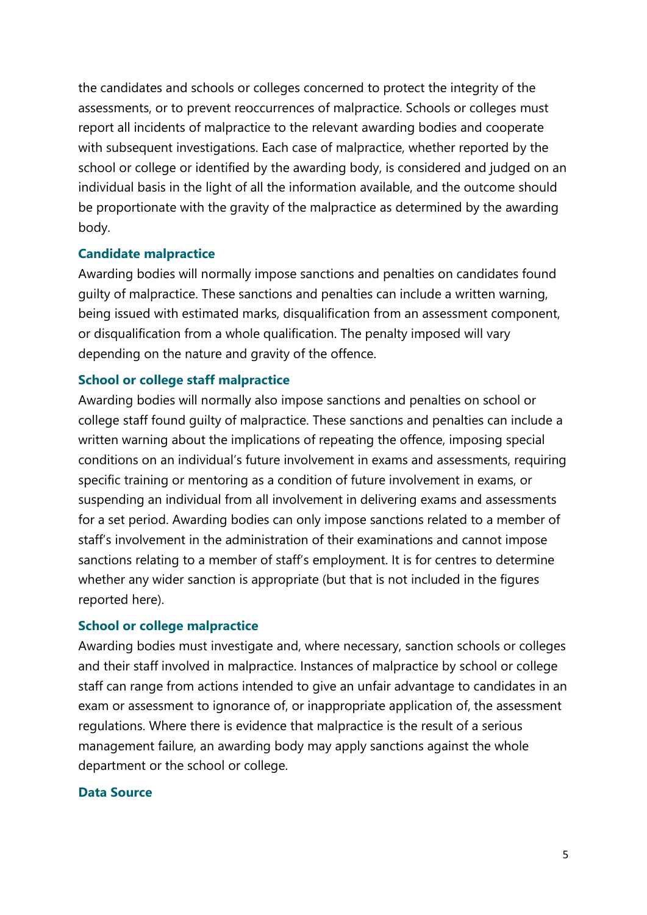the candidates and schools or colleges concerned to protect the integrity of the assessments, or to prevent reoccurrences of malpractice. Schools or colleges must report all incidents of malpractice to the relevant awarding bodies and cooperate with subsequent investigations. Each case of malpractice, whether reported by the school or college or identified by the awarding body, is considered and judged on an individual basis in the light of all the information available, and the outcome should be proportionate with the gravity of the malpractice as determined by the awarding body.

### Candidate malpractice

Awarding bodies will normally impose sanctions and penalties on candidates found guilty of malpractice. These sanctions and penalties can include a written warning, being issued with estimated marks, disqualification from an assessment component, or disqualification from a whole qualification. The penalty imposed will vary depending on the nature and gravity of the offence.

### School or college staff malpractice

Awarding bodies will normally also impose sanctions and penalties on school or college staff found guilty of malpractice. These sanctions and penalties can include a written warning about the implications of repeating the offence, imposing special conditions on an individual's future involvement in exams and assessments, requiring specific training or mentoring as a condition of future involvement in exams, or suspending an individual from all involvement in delivering exams and assessments for a set period. Awarding bodies can only impose sanctions related to a member of staff's involvement in the administration of their examinations and cannot impose sanctions relating to a member of staff's employment. It is for centres to determine whether any wider sanction is appropriate (but that is not included in the figures reported here).

### School or college malpractice

Awarding bodies must investigate and, where necessary, sanction schools or colleges and their staff involved in malpractice. Instances of malpractice by school or college staff can range from actions intended to give an unfair advantage to candidates in an exam or assessment to ignorance of, or inappropriate application of, the assessment regulations. Where there is evidence that malpractice is the result of a serious management failure, an awarding body may apply sanctions against the whole department or the school or college.

### Data Source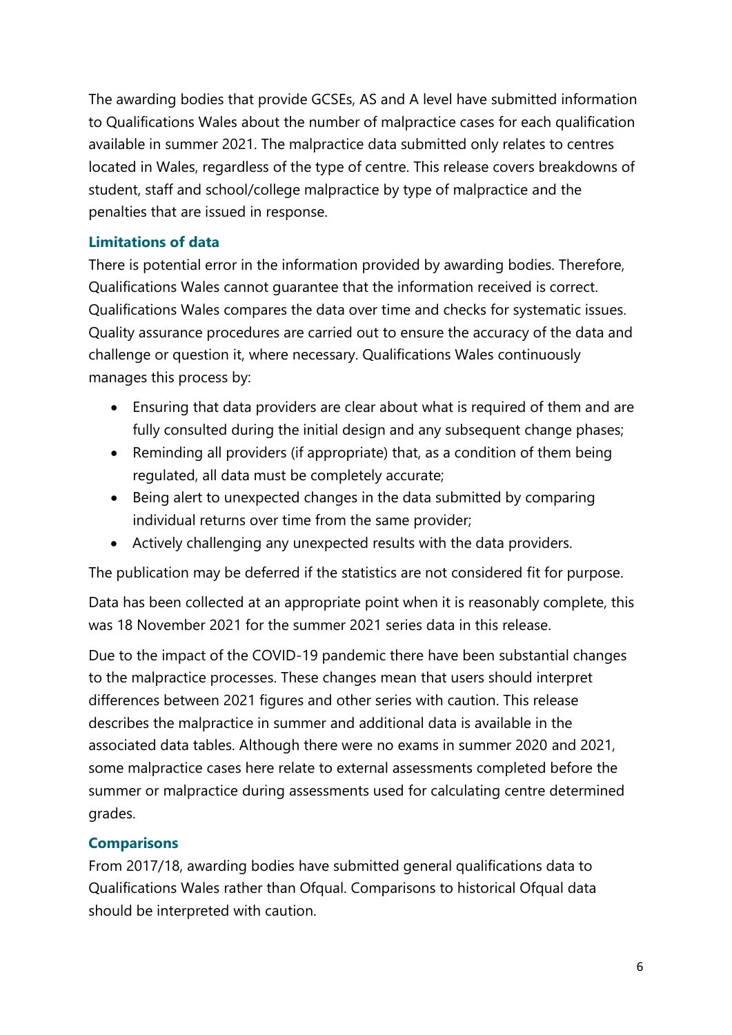The awarding bodies that provide GCSEs, AS and A level have submitted information to Qualifications Wales about the number of malpractice cases for each qualification available in summer 2021. The malpractice data submitted only relates to centres located in Wales, regardless of the type of centre. This release covers breakdowns of student, staff and school/college malpractice by type of malpractice and the penalties that are issued in response.

### Limitations of data

There is potential error in the information provided by awarding bodies. Therefore, Qualifications Wales cannot guarantee that the information received is correct. Qualifications Wales compares the data over time and checks for systematic issues. Quality assurance procedures are carried out to ensure the accuracy of the data and challenge or question it, where necessary. Qualifications Wales continuously manages this process by:

- Ensuring that data providers are clear about what is required of them and are fully consulted during the initial design and any subsequent change phases;
- Reminding all providers (if appropriate) that, as a condition of them being regulated, all data must be completely accurate;
- Being alert to unexpected changes in the data submitted by comparing individual returns over time from the same provider;
- Actively challenging any unexpected results with the data providers.

The publication may be deferred if the statistics are not considered fit for purpose.

Data has been collected at an appropriate point when it is reasonably complete, this was 18 November 2021 for the summer 2021 series data in this release.

Due to the impact of the COVID-19 pandemic there have been substantial changes to the malpractice processes. These changes mean that users should interpret differences between 2021 figures and other series with caution. This release describes the malpractice in summer and additional data is available in the associated data tables. Although there were no exams in summer 2020 and 2021, some malpractice cases here relate to external assessments completed before the summer or malpractice during assessments used for calculating centre determined grades.

### Comparisons

From 2017/18, awarding bodies have submitted general qualifications data to Qualifications Wales rather than Ofqual. Comparisons to historical Ofqual data should be interpreted with caution.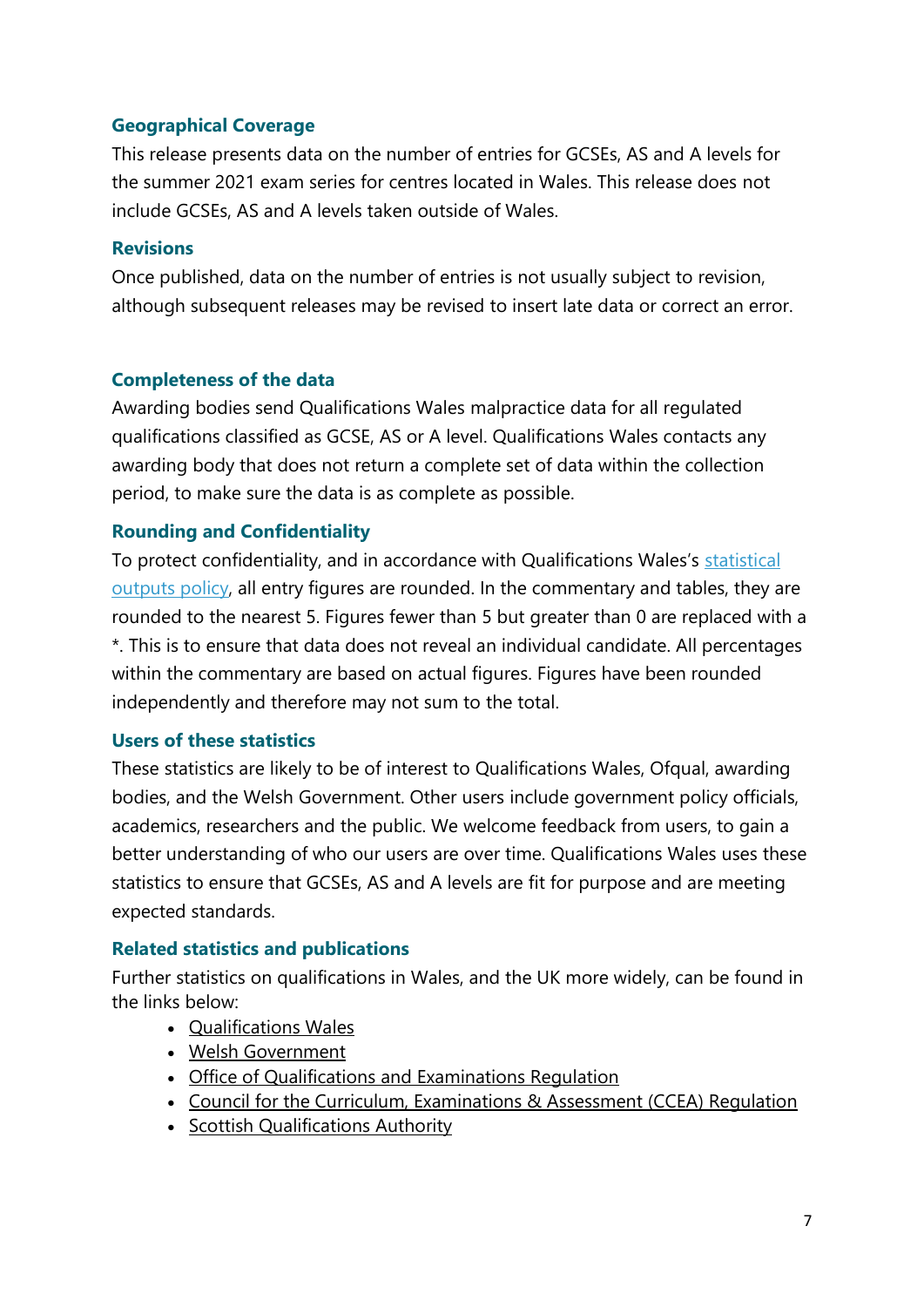### Geographical Coverage

This release presents data on the number of entries for GCSEs, AS and A levels for the summer 2021 exam series for centres located in Wales. This release does not include GCSEs, AS and A levels taken outside of Wales.

### Revisions

Once published, data on the number of entries is not usually subject to revision, although subsequent releases may be revised to insert late data or correct an error.

### Completeness of the data

Awarding bodies send Qualifications Wales malpractice data for all regulated qualifications classified as GCSE, AS or A level. Qualifications Wales contacts any awarding body that does not return a complete set of data within the collection period, to make sure the data is as complete as possible.

### Rounding and Confidentiality

To protect confidentiality, and in accordance with Qualifications Wales's statistical outputs policy, all entry figures are rounded. In the commentary and tables, they are rounded to the nearest 5. Figures fewer than 5 but greater than 0 are replaced with a *. This is to ensure that data does not reveal an individual candidate. All percentages within the commentary are based on actual figures. Figures have been rounded independently and therefore may not sum to the total.

### Users of these statistics

These statistics are likely to be of interest to Qualifications Wales, Ofqual, awarding bodies, and the Welsh Government. Other users include government policy officials, academics, researchers and the public. We welcome feedback from users, to gain a better understanding of who our users are over time. Qualifications Wales uses these statistics to ensure that GCSEs, AS and A levels are fit for purpose and are meeting expected standards.

### Related statistics and publications

Further statistics on qualifications in Wales, and the UK more widely, can be found in the links below:

- Qualifications Wales
- Welsh Government
- Office of Qualifications and Examinations Regulation
- Council for the Curriculum, Examinations & Assessment (CCEA) Regulation
- Scottish Qualifications Authority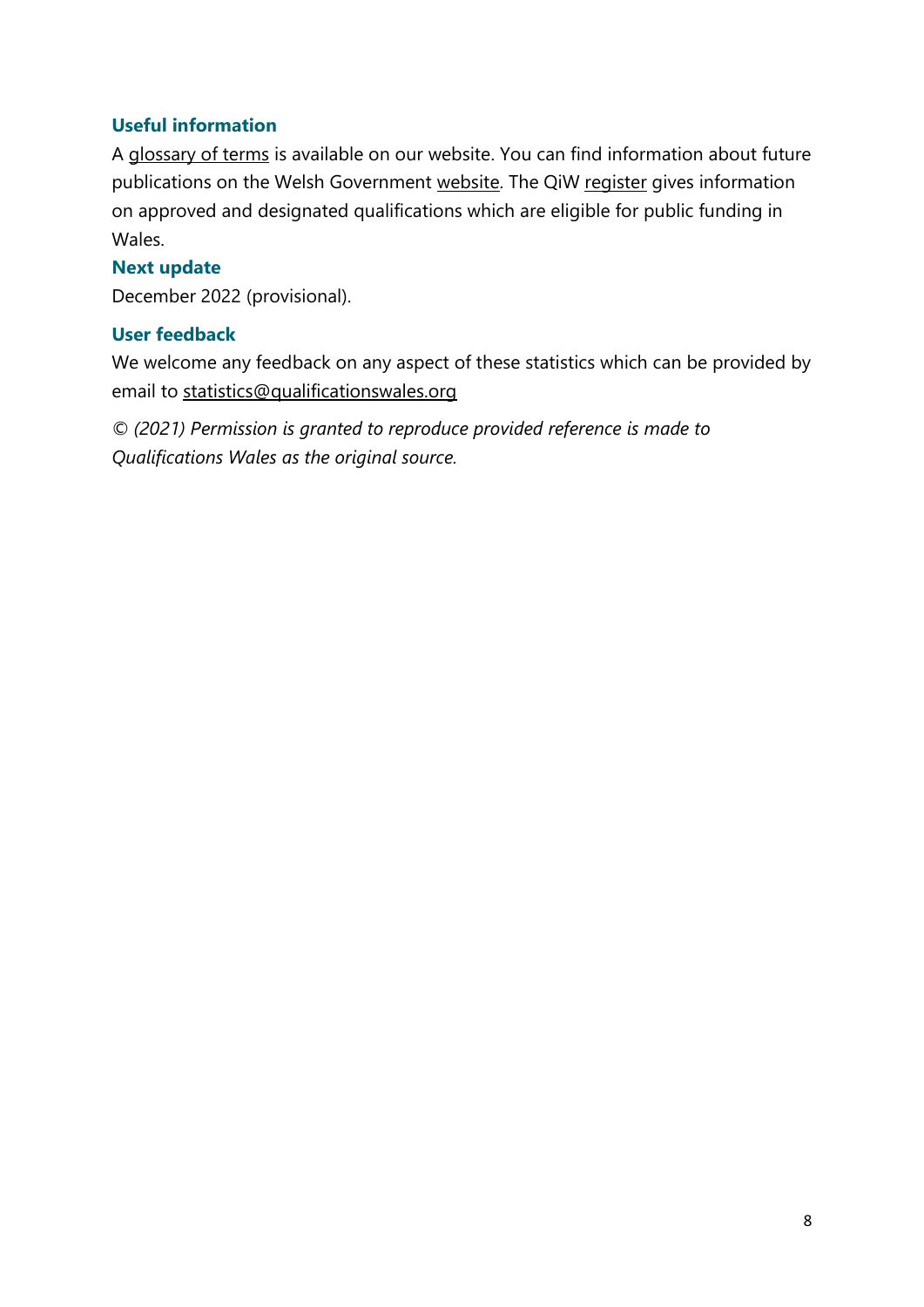### Useful information

A glossary of terms is available on our website. You can find information about future publications on the Welsh Government website. The QiW register gives information on approved and designated qualifications which are eligible for public funding in Wales.

### Next update

December 2022 (provisional).

### User feedback

We welcome any feedback on any aspect of these statistics which can be provided by email to statistics@qualificationswales.org

*© (2021) Permission is granted to reproduce provided reference is made to Qualifications Wales as the original source.*